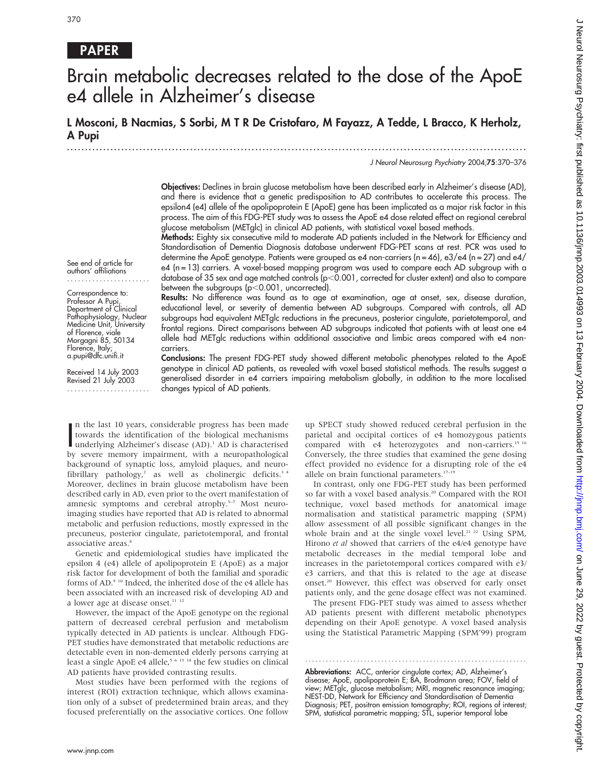PAPER

# Brain metabolic decreases related to the dose of the ApoE e4 allele in Alzheimer's disease

**L Mosconi, B Nacmias, S Sorbi, M T R De Cristofaro, M Fayazz, A Tedde, L Bracco, K Herholz, A Pupi**

See end of article for authors' affiliations

Correspondence to: Professor A Pupi, Department of Clinical Pathophysiology, Nuclear Medicine Unit, University of Florence, viale Morgagni 85, 50134 Florence, Italy; a.pupi@dfc.unifi.it

Received 14 July 2003
Revised 21 July 2003

**Objectives:** Declines in brain glucose metabolism have been described early in Alzheimer's disease (AD), and there is evidence that a genetic predisposition to AD contributes to accelerate this process. The epsilon4 (e4) allele of the apolipoprotein E (ApoE) gene has been implicated as a major risk factor in this process. The aim of this FDG-PET study was to assess the ApoE e4 dose related effect on regional cerebral glucose metabolism (METglc) in clinical AD patients, with statistical voxel based methods.

**Methods:** Eighty six consecutive mild to moderate AD patients included in the Network for Efficiency and Standardisation of Dementia Diagnosis database underwent FDG-PET scans at rest. PCR was used to determine the ApoE genotype. Patients were grouped as e4 non-carriers (n = 46), e3/e4 (n = 27) and e4/e4 (n = 13) carriers. A voxel-based mapping program was used to compare each AD subgroup with a database of 35 sex and age matched controls ($p<0.001$, corrected for cluster extent) and also to compare between the subgroups ($p<0.001$, uncorrected).

**Results:** No difference was found as to age at examination, age at onset, sex, disease duration, educational level, or severity of dementia between AD subgroups. Compared with controls, all AD subgroups had equivalent METglc reductions in the precuneus, posterior cingulate, parietotemporal, and frontal regions. Direct comparisons between AD subgroups indicated that patients with at least one e4 allele had METglc reductions within additional associative and limbic areas compared with e4 non-carriers.

**Conclusions:** The present FDG-PET study showed different metabolic phenotypes related to the ApoE genotype in clinical AD patients, as revealed with voxel based statistical methods. The results suggest a generalised disorder in e4 carriers impairing metabolism globally, in addition to the more localised changes typical of AD patients.

In the last 10 years, considerable progress has been made towards the identification of the biological mechanisms underlying Alzheimer's disease (AD).[1] AD is characterised by severe memory impairment, with a neuropathological background of synaptic loss, amyloid plaques, and neurofibrillary pathology,[2] as well as cholinergic deficits.[3 4] Moreover, declines in brain glucose metabolism have been described early in AD, even prior to the overt manifestation of amnesic symptoms and cerebral atrophy.[5–7] Most neuroimaging studies have reported that AD is related to abnormal metabolic and perfusion reductions, mostly expressed in the precuneus, posterior cingulate, parietotemporal, and frontal associative areas.[8]

Genetic and epidemiological studies have implicated the epsilon 4 (e4) allele of apolipoprotein E (ApoE) as a major risk factor for development of both the familial and sporadic forms of AD.[9 10] Indeed, the inherited dose of the e4 allele has been associated with an increased risk of developing AD and a lower age at disease onset.[11 12]

However, the impact of the ApoE genotype on the regional pattern of decreased cerebral perfusion and metabolism typically detected in AD patients is unclear. Although FDG-PET studies have demonstrated that metabolic reductions are detectable even in non-demented elderly persons carrying at least a single ApoE e4 allele,[5 6 13 14] the few studies on clinical AD patients have provided contrasting results.

Most studies have been performed with the regions of interest (ROI) extraction technique, which allows examination only of a subset of predetermined brain areas, and they focused preferentially on the associative cortices. One follow up SPECT study showed reduced cerebral perfusion in the parietal and occipital cortices of e4 homozygous patients compared with e4 heterozygotes and non-carriers.[15 16] Conversely, the three studies that examined the gene dosing effect provided no evidence for a disrupting role of the e4 allele on brain functional parameters.[17–19]

In contrast, only one FDG-PET study has been performed so far with a voxel based analysis.[20] Compared with the ROI technique, voxel based methods for anatomical image normalisation and statistical parametric mapping (SPM) allow assessment of all possible significant changes in the whole brain and at the single voxel level.[21 22] Using SPM, Hirono *et al* showed that carriers of the e4/e4 genotype have metabolic decreases in the medial temporal lobe and increases in the parietotemporal cortices compared with e3/e3 carriers, and that this is related to the age at disease onset.[20] However, this effect was observed for early onset patients only, and the gene dosage effect was not examined.

The present FDG-PET study was aimed to assess whether AD patients present with different metabolic phenotypes depending on their ApoE genotype. A voxel based analysis using the Statistical Parametric Mapping (SPM'99) program

**Abbreviations:** ACC, anterior cingulate cortex; AD, Alzheimer's disease; ApoE, apolipoprotein E; BA, Brodmann area; FOV, field of view; METglc, glucose metabolism; MRI, magnetic resonance imaging; NEST-DD, Network for Efficiency and Standardisation of Dementia Diagnosis; PET, positron emission tomography; ROI, regions of interest; SPM, statistical parametric mapping; STL, superior temporal lobe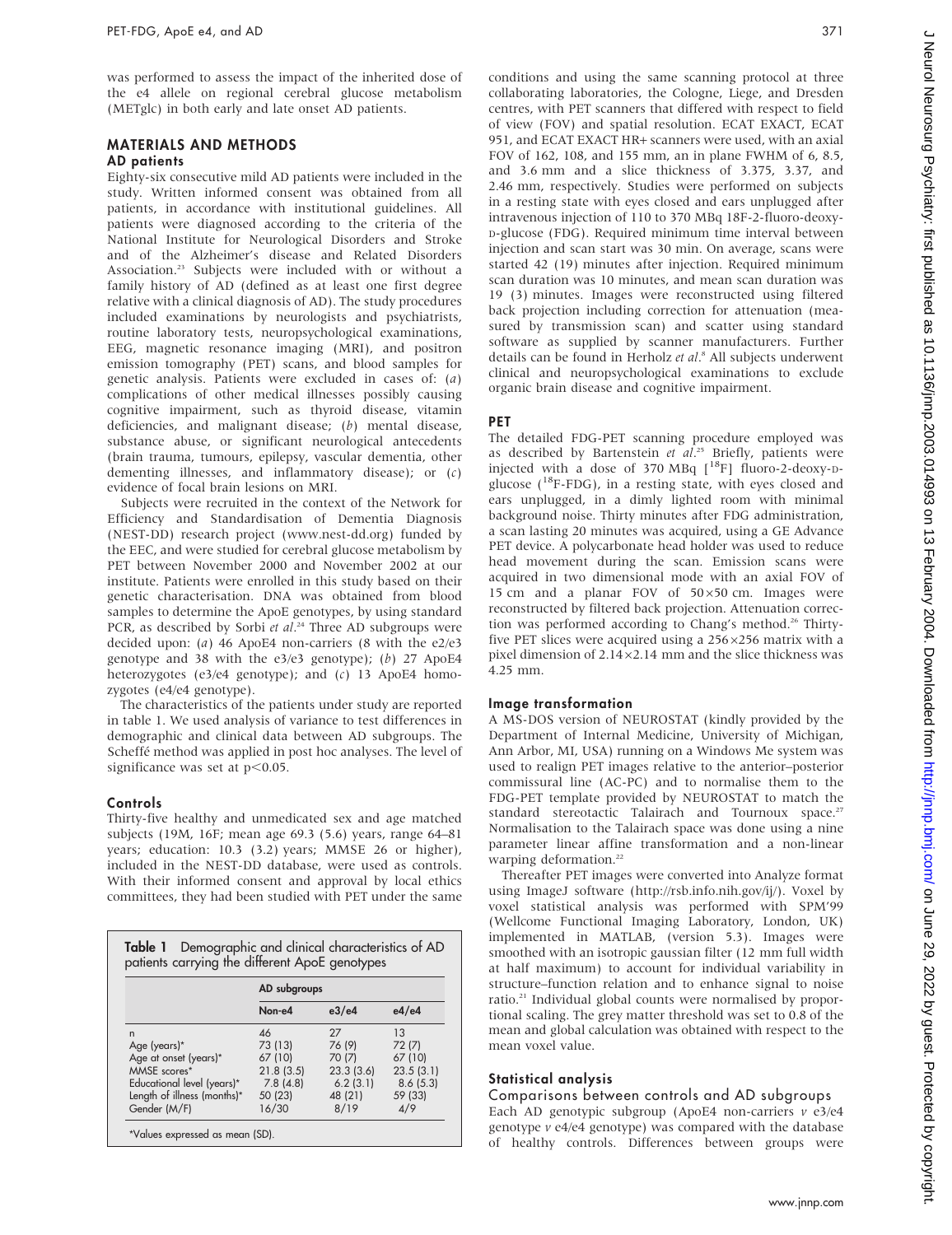was performed to assess the impact of the inherited dose of the e4 allele on regional cerebral glucose metabolism (METglc) in both early and late onset AD patients.

## MATERIALS AND METHODS

### AD patients

Eighty-six consecutive mild AD patients were included in the study. Written informed consent was obtained from all patients, in accordance with institutional guidelines. All patients were diagnosed according to the criteria of the National Institute for Neurological Disorders and Stroke and of the Alzheimer's disease and Related Disorders Association.[23] Subjects were included with or without a family history of AD (defined as at least one first degree relative with a clinical diagnosis of AD). The study procedures included examinations by neurologists and psychiatrists, routine laboratory tests, neuropsychological examinations, EEG, magnetic resonance imaging (MRI), and positron emission tomography (PET) scans, and blood samples for genetic analysis. Patients were excluded in cases of: (*a*) complications of other medical illnesses possibly causing cognitive impairment, such as thyroid disease, vitamin deficiencies, and malignant disease; (*b*) mental disease, substance abuse, or significant neurological antecedents (brain trauma, tumours, epilepsy, vascular dementia, other dementing illnesses, and inflammatory disease); or (*c*) evidence of focal brain lesions on MRI.

Subjects were recruited in the context of the Network for Efficiency and Standardisation of Dementia Diagnosis (NEST-DD) research project (www.nest-dd.org) funded by the EEC, and were studied for cerebral glucose metabolism by PET between November 2000 and November 2002 at our institute. Patients were enrolled in this study based on their genetic characterisation. DNA was obtained from blood samples to determine the ApoE genotypes, by using standard PCR, as described by Sorbi *et al*.[24] Three AD subgroups were decided upon: (*a*) 46 ApoE4 non-carriers (8 with the e2/e3 genotype and 38 with the e3/e3 genotype); (*b*) 27 ApoE4 heterozygotes (e3/e4 genotype); and (*c*) 13 ApoE4 homozygotes (e4/e4 genotype).

The characteristics of the patients under study are reported in table 1. We used analysis of variance to test differences in demographic and clinical data between AD subgroups. The Scheffé method was applied in post hoc analyses. The level of significance was set at $p<0.05$.

### Controls

Thirty-five healthy and unmedicated sex and age matched subjects (19M, 16F; mean age 69.3 (5.6) years, range 64–81 years; education: 10.3 (3.2) years; MMSE 26 or higher), included in the NEST-DD database, were used as controls. With their informed consent and approval by local ethics committees, they had been studied with PET under the same conditions and using the same scanning protocol at three collaborating laboratories, the Cologne, Liege, and Dresden centres, with PET scanners that differed with respect to field of view (FOV) and spatial resolution. ECAT EXACT, ECAT 951, and ECAT EXACT HR+ scanners were used, with an axial FOV of 162, 108, and 155 mm, an in plane FWHM of 6, 8.5, and 3.6 mm and a slice thickness of 3.375, 3.37, and 2.46 mm, respectively. Studies were performed on subjects in a resting state with eyes closed and ears unplugged after intravenous injection of 110 to 370 MBq 18F-2-fluoro-deoxy-D-glucose (FDG). Required minimum time interval between injection and scan start was 30 min. On average, scans were started 42 (19) minutes after injection. Required minimum scan duration was 10 minutes, and mean scan duration was 19 (3) minutes. Images were reconstructed using filtered back projection including correction for attenuation (measured by transmission scan) and scatter using standard software as supplied by scanner manufacturers. Further details can be found in Herholz *et al*.[8] All subjects underwent clinical and neuropsychological examinations to exclude organic brain disease and cognitive impairment.

**Table 1** Demographic and clinical characteristics of AD patients carrying the different ApoE genotypes

| | AD subgroups | | |
|---|---|---|---|
| | Non-e4 | e3/e4 | e4/e4 |
| n | 46 | 27 | 13 |
| Age (years)* | 73 (13) | 76 (9) | 72 (7) |
| Age at onset (years)* | 67 (10) | 70 (7) | 67 (10) |
| MMSE scores* | 21.8 (3.5) | 23.3 (3.6) | 23.5 (3.1) |
| Educational level (years)* | 7.8 (4.8) | 6.2 (3.1) | 8.6 (5.3) |
| Length of illness (months)* | 50 (23) | 48 (21) | 59 (33) |
| Gender (M/F) | 16/30 | 8/19 | 4/9 |

*Values expressed as mean (SD).

### PET

The detailed FDG-PET scanning procedure employed was as described by Bartenstein *et al*.[25] Briefly, patients were injected with a dose of 370 MBq [$^{18}$F] fluoro-2-deoxy-D-glucose ($^{18}$F-FDG), in a resting state, with eyes closed and ears unplugged, in a dimly lighted room with minimal background noise. Thirty minutes after FDG administration, a scan lasting 20 minutes was acquired, using a GE Advance PET device. A polycarbonate head holder was used to reduce head movement during the scan. Emission scans were acquired in two dimensional mode with an axial FOV of 15 cm and a planar FOV of 50×50 cm. Images were reconstructed by filtered back projection. Attenuation correction was performed according to Chang's method.[26] Thirty-five PET slices were acquired using a 256×256 matrix with a pixel dimension of 2.14×2.14 mm and the slice thickness was 4.25 mm.

### Image transformation

A MS-DOS version of NEUROSTAT (kindly provided by the Department of Internal Medicine, University of Michigan, Ann Arbor, MI, USA) running on a Windows Me system was used to realign PET images relative to the anterior–posterior commissural line (AC-PC) and to normalise them to the FDG-PET template provided by NEUROSTAT to match the standard stereotactic Talairach and Tournoux space.[27] Normalisation to the Talairach space was done using a nine parameter linear affine transformation and a non-linear warping deformation.[22]

Thereafter PET images were converted into Analyze format using ImageJ software (http://rsb.info.nih.gov/ij/). Voxel by voxel statistical analysis was performed with SPM'99 (Wellcome Functional Imaging Laboratory, London, UK) implemented in MATLAB, (version 5.3). Images were smoothed with an isotropic gaussian filter (12 mm full width at half maximum) to account for individual variability in structure–function relation and to enhance signal to noise ratio.[21] Individual global counts were normalised by proportional scaling. The grey matter threshold was set to 0.8 of the mean and global calculation was obtained with respect to the mean voxel value.

### Statistical analysis

#### Comparisons between controls and AD subgroups

Each AD genotypic subgroup (ApoE4 non-carriers *v* e3/e4 genotype *v* e4/e4 genotype) was compared with the database of healthy controls. Differences between groups were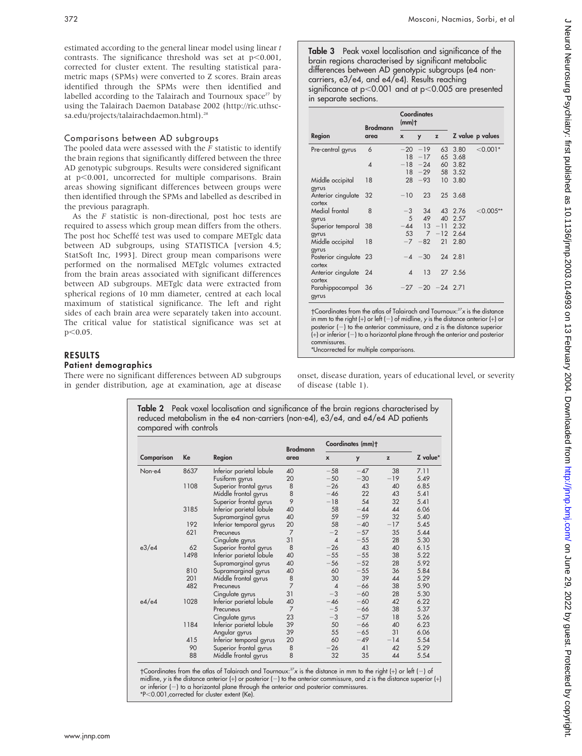estimated according to the general linear model using linear *t* contrasts. The significance threshold was set at $p<0.001$, corrected for cluster extent. The resulting statistical parametric maps (SPMs) were converted to Z scores. Brain areas identified through the SPMs were then identified and labelled according to the Talairach and Tournoux space[27] by using the Talairach Daemon Database 2002 (http://ric.uthscsa.edu/projects/talairachdaemon.html).[28]

### Comparisons between AD subgroups

The pooled data were assessed with the *F* statistic to identify the brain regions that significantly differed between the three AD genotypic subgroups. Results were considered significant at $p<0.001$, uncorrected for multiple comparisons. Brain areas showing significant differences between groups were then identified through the SPMs and labelled as described in the previous paragraph.

As the *F* statistic is non-directional, post hoc tests are required to assess which group mean differs from the others. The post hoc Scheffé test was used to compare METglc data between AD subgroups, using STATISTICA [version 4.5; StatSoft Inc, 1993]. Direct group mean comparisons were performed on the normalised METglc volumes extracted from the brain areas associated with significant differences between AD subgroups. METglc data were extracted from spherical regions of 10 mm diameter, centred at each local maximum of statistical significance. The left and right sides of each brain area were separately taken into account. The critical value for statistical significance was set at $p<0.05$.

**Table 3** Peak voxel localisation and significance of the brain regions characterised by significant metabolic differences between AD genotypic subgroups (e4 non-carriers, e3/e4, and e4/e4). Results reaching significance at $p<0.001$ and at $p<0.005$ are presented in separate sections.

| Region | Brodmann area | Coordinates (mm)† | | | Z value | p values |
|---|---|---|---|---|---|---|
| | | x | y | z | | |
| Pre-central gyrus | 6 | −20 | −19 | 63 | 3.80 | <0.001* |
| | | 18 | −17 | 65 | 3.68 | |
| | 4 | −18 | −24 | 60 | 3.82 | |
| | | 18 | −29 | 58 | 3.52 | |
| Middle occipital gyrus | 18 | 28 | −93 | 10 | 3.80 | |
| Anterior cingulate cortex | 32 | −10 | 23 | 25 | 3.68 | |
| Medial frontal gyrus | 8 | −3 | 34 | 43 | 2.76 | <0.005** |
| | | 5 | 49 | 40 | 2.57 | |
| Superior temporal gyrus | 38 | −44 | 13 | −11 | 2.32 | |
| | | 53 | 7 | −12 | 2.64 | |
| Middle occipital gyrus | 18 | −7 | −82 | 21 | 2.80 | |
| Posterior cingulate cortex | 23 | −4 | −30 | 24 | 2.81 | |
| Anterior cingulate cortex | 24 | 4 | 13 | 27 | 2.56 | |
| Parahippocampal gyrus | 36 | −27 | −20 | −24 | 2.71 | |

†Coordinates from the atlas of Talairach and Tournoux:[27] *x* is the distance in mm to the right (+) or left (−) of midline, *y* is the distance anterior (+) or posterior (−) to the anterior commissure, and *z* is the distance superior (+) or inferior (−) to a horizontal plane through the anterior and posterior commissures.
*Uncorrected for multiple comparisons.

## RESULTS

### Patient demographics

There were no significant differences between AD subgroups in gender distribution, age at examination, age at disease onset, disease duration, years of educational level, or severity of disease (table 1).

**Table 2** Peak voxel localisation and significance of the brain regions characterised by reduced metabolism in the e4 non-carriers (non-e4), e3/e4, and e4/e4 AD patients compared with controls

| Comparison | Ke | Region | Brodmann area | Coordinates (mm)† | | | Z value* |
|---|---|---|---|---|---|---|---|
| | | | | x | y | z | |
| Non-e4 | 8637 | Inferior parietal lobule | 40 | −58 | −47 | 38 | 7.11 |
| | | Fusiform gyrus | 20 | −50 | −30 | −19 | 5.49 |
| | 1108 | Superior frontal gyrus | 8 | −26 | 43 | 40 | 6.85 |
| | | Middle frontal gyrus | 8 | −46 | 22 | 43 | 5.41 |
| | | Superior frontal gyrus | 9 | −18 | 54 | 32 | 5.41 |
| | 3185 | Inferior parietal lobule | 40 | 58 | −44 | 44 | 6.06 |
| | | Supramarginal gyrus | 40 | 59 | −59 | 32 | 5.40 |
| | 192 | Inferior temporal gyrus | 20 | 58 | −40 | −17 | 5.45 |
| | 621 | Precuneus | 7 | −2 | −57 | 35 | 5.44 |
| | | Cingulate gyrus | 31 | 4 | −55 | 28 | 5.30 |
| e3/e4 | 62 | Superior frontal gyrus | 8 | −26 | 43 | 40 | 6.15 |
| | 1498 | Inferior parietal lobule | 40 | −55 | −55 | 38 | 5.22 |
| | | Supramarginal gyrus | 40 | −56 | −52 | 28 | 5.92 |
| | 810 | Supramarginal gyrus | 40 | 60 | −55 | 36 | 5.84 |
| | 201 | Middle frontal gyrus | 8 | 30 | 39 | 44 | 5.29 |
| | 482 | Precuneus | 7 | 4 | −66 | 38 | 5.90 |
| | | Cingulate gyrus | 31 | −3 | −60 | 28 | 5.30 |
| e4/e4 | 1028 | Inferior parietal lobule | 40 | −46 | −60 | 42 | 6.22 |
| | | Precuneus | 7 | −5 | −66 | 38 | 5.37 |
| | | Cingulate gyrus | 23 | −3 | −57 | 18 | 5.26 |
| | 1184 | Inferior parietal lobule | 39 | 50 | −66 | 40 | 6.23 |
| | | Angular gyrus | 39 | 55 | −65 | 31 | 6.06 |
| | 415 | Inferior temporal gyrus | 20 | 60 | −49 | −14 | 5.54 |
| | 90 | Superior frontal gyrus | 8 | −26 | 41 | 42 | 5.29 |
| | 88 | Middle frontal gyrus | 8 | 32 | 35 | 44 | 5.54 |

†Coordinates from the atlas of Talairach and Tournoux:[27] *x* is the distance in mm to the right (+) or left (−) of midline, *y* is the distance anterior (+) or posterior (−) to the anterior commissure, and *z* is the distance superior (+) or inferior (−) to a horizontal plane through the anterior and posterior commissures.
*$P<0.001$, corrected for cluster extent (Ke).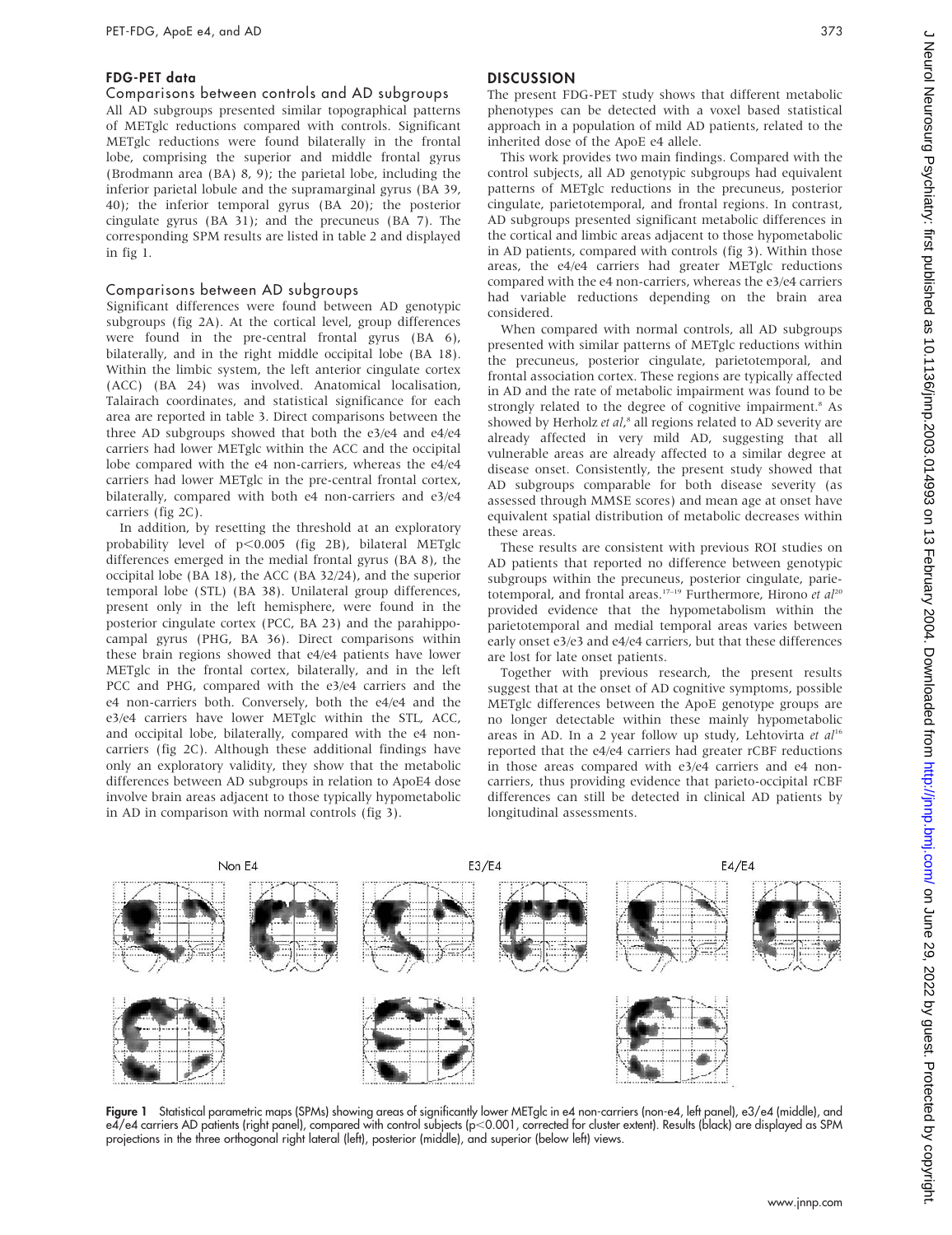### FDG-PET data

#### Comparisons between controls and AD subgroups

All AD subgroups presented similar topographical patterns of METglc reductions compared with controls. Significant METglc reductions were found bilaterally in the frontal lobe, comprising the superior and middle frontal gyrus (Brodmann area (BA) 8, 9); the parietal lobe, including the inferior parietal lobule and the supramarginal gyrus (BA 39, 40); the inferior temporal gyrus (BA 20); the posterior cingulate gyrus (BA 31); and the precuneus (BA 7). The corresponding SPM results are listed in table 2 and displayed in fig 1.

#### Comparisons between AD subgroups

Significant differences were found between AD genotypic subgroups (fig 2A). At the cortical level, group differences were found in the pre-central frontal gyrus (BA 6), bilaterally, and in the right middle occipital lobe (BA 18). Within the limbic system, the left anterior cingulate cortex (ACC) (BA 24) was involved. Anatomical localisation, Talairach coordinates, and statistical significance for each area are reported in table 3. Direct comparisons between the three AD subgroups showed that both the e3/e4 and e4/e4 carriers had lower METglc within the ACC and the occipital lobe compared with the e4 non-carriers, whereas the e4/e4 carriers had lower METglc in the pre-central frontal cortex, bilaterally, compared with both e4 non-carriers and e3/e4 carriers (fig 2C).

In addition, by resetting the threshold at an exploratory probability level of $p<0.005$ (fig 2B), bilateral METglc differences emerged in the medial frontal gyrus (BA 8), the occipital lobe (BA 18), the ACC (BA 32/24), and the superior temporal lobe (STL) (BA 38). Unilateral group differences, present only in the left hemisphere, were found in the posterior cingulate cortex (PCC, BA 23) and the parahippocampal gyrus (PHG, BA 36). Direct comparisons within these brain regions showed that e4/e4 patients have lower METglc in the frontal cortex, bilaterally, and in the left PCC and PHG, compared with the e3/e4 carriers and the e4 non-carriers both. Conversely, both the e4/e4 and the e3/e4 carriers have lower METglc within the STL, ACC, and occipital lobe, bilaterally, compared with the e4 non-carriers (fig 2C). Although these additional findings have only an exploratory validity, they show that the metabolic differences between AD subgroups in relation to ApoE4 dose involve brain areas adjacent to those typically hypometabolic in AD in comparison with normal controls (fig 3).

## DISCUSSION

The present FDG-PET study shows that different metabolic phenotypes can be detected with a voxel based statistical approach in a population of mild AD patients, related to the inherited dose of the ApoE e4 allele.

This work provides two main findings. Compared with the control subjects, all AD genotypic subgroups had equivalent patterns of METglc reductions in the precuneus, posterior cingulate, parietotemporal, and frontal regions. In contrast, AD subgroups presented significant metabolic differences in the cortical and limbic areas adjacent to those hypometabolic in AD patients, compared with controls (fig 3). Within those areas, the e4/e4 carriers had greater METglc reductions compared with the e4 non-carriers, whereas the e3/e4 carriers had variable reductions depending on the brain area considered.

When compared with normal controls, all AD subgroups presented with similar patterns of METglc reductions within the precuneus, posterior cingulate, parietotemporal, and frontal association cortex. These regions are typically affected in AD and the rate of metabolic impairment was found to be strongly related to the degree of cognitive impairment.[8] As showed by Herholz *et al*,[8] all regions related to AD severity are already affected in very mild AD, suggesting that all vulnerable areas are already affected to a similar degree at disease onset. Consistently, the present study showed that AD subgroups comparable for both disease severity (as assessed through MMSE scores) and mean age at onset have equivalent spatial distribution of metabolic decreases within these areas.

These results are consistent with previous ROI studies on AD patients that reported no difference between genotypic subgroups within the precuneus, posterior cingulate, parietotemporal, and frontal areas.[17–19] Furthermore, Hirono *et al*[20] provided evidence that the hypometabolism within the parietotemporal and medial temporal areas varies between early onset e3/e3 and e4/e4 carriers, but that these differences are lost for late onset patients.

Together with previous research, the present results suggest that at the onset of AD cognitive symptoms, possible METglc differences between the ApoE genotype groups are no longer detectable within these mainly hypometabolic areas in AD. In a 2 year follow up study, Lehtovirta *et al*[16] reported that the e4/e4 carriers had greater rCBF reductions in those areas compared with e3/e4 carriers and e4 non-carriers, thus providing evidence that parieto-occipital rCBF differences can still be detected in clinical AD patients by longitudinal assessments.

**Figure 1** Statistical parametric maps (SPMs) showing areas of significantly lower METglc in e4 non-carriers (non-e4, left panel), e3/e4 (middle), and e4/e4 carriers AD patients (right panel), compared with control subjects ($p<0.001$, corrected for cluster extent). Results (black) are displayed as SPM projections in the three orthogonal right lateral (left), posterior (middle), and superior (below left) views.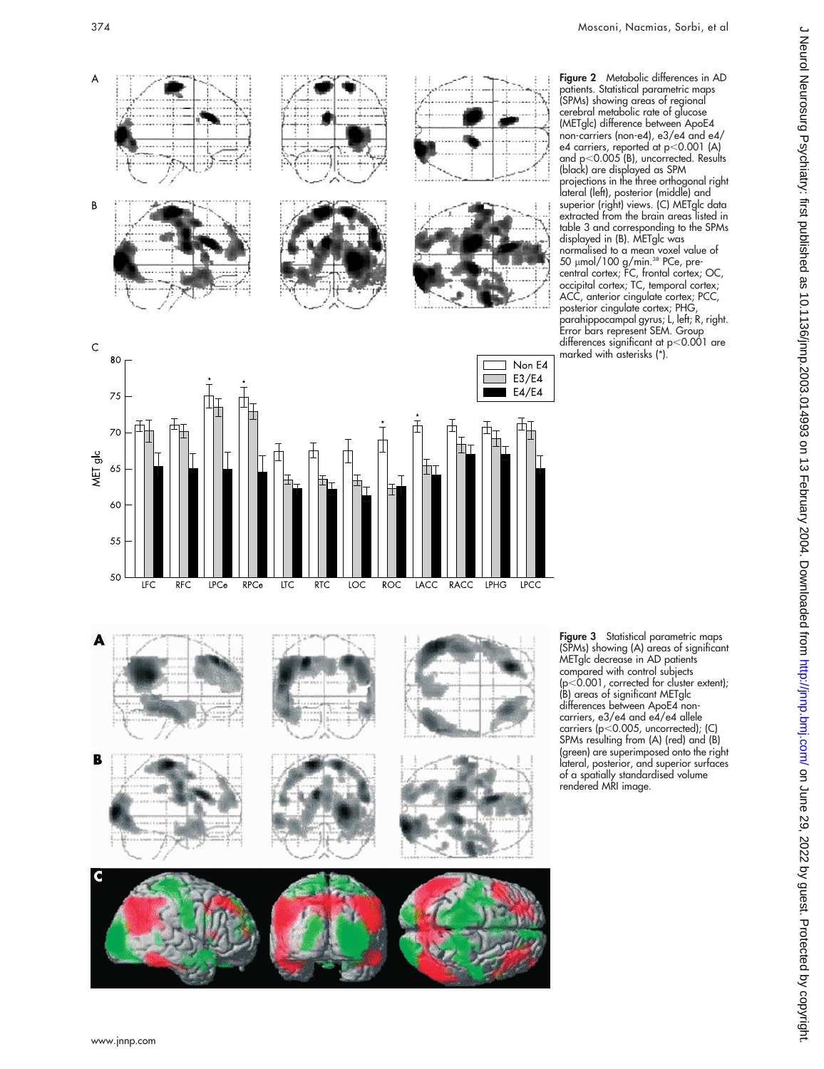**Figure 2** Metabolic differences in AD patients. Statistical parametric maps (SPMs) showing areas of regional cerebral metabolic rate of glucose (METglc) difference between ApoE4 non-carriers (non-e4), e3/e4 and e4/e4 carriers, reported at $p<0.001$ (A) and $p<0.005$ (B), uncorrected. Results (black) are displayed as SPM projections in the three orthogonal right lateral (left), posterior (middle) and superior (right) views. (C) METglc data extracted from the brain areas listed in table 3 and corresponding to the SPMs displayed in (B). METglc was normalised to a mean voxel value of 50 μmol/100 g/min.[38] PCe, pre-central cortex; FC, frontal cortex; OC, occipital cortex; TC, temporal cortex; ACC, anterior cingulate cortex; PCC, posterior cingulate cortex; PHG, parahippocampal gyrus; L, left; R, right. Error bars represent SEM. Group differences significant at $p<0.001$ are marked with asterisks (*).

**Figure 3** Statistical parametric maps (SPMs) showing (A) areas of significant METglc decrease in AD patients compared with control subjects ($p<0.001$, corrected for cluster extent); (B) areas of significant METglc differences between ApoE4 non-carriers, e3/e4 and e4/e4 allele carriers ($p<0.005$, uncorrected); (C) SPMs resulting from (A) (red) and (B) (green) are superimposed onto the right lateral, posterior, and superior surfaces of a spatially standardised volume rendered MRI image.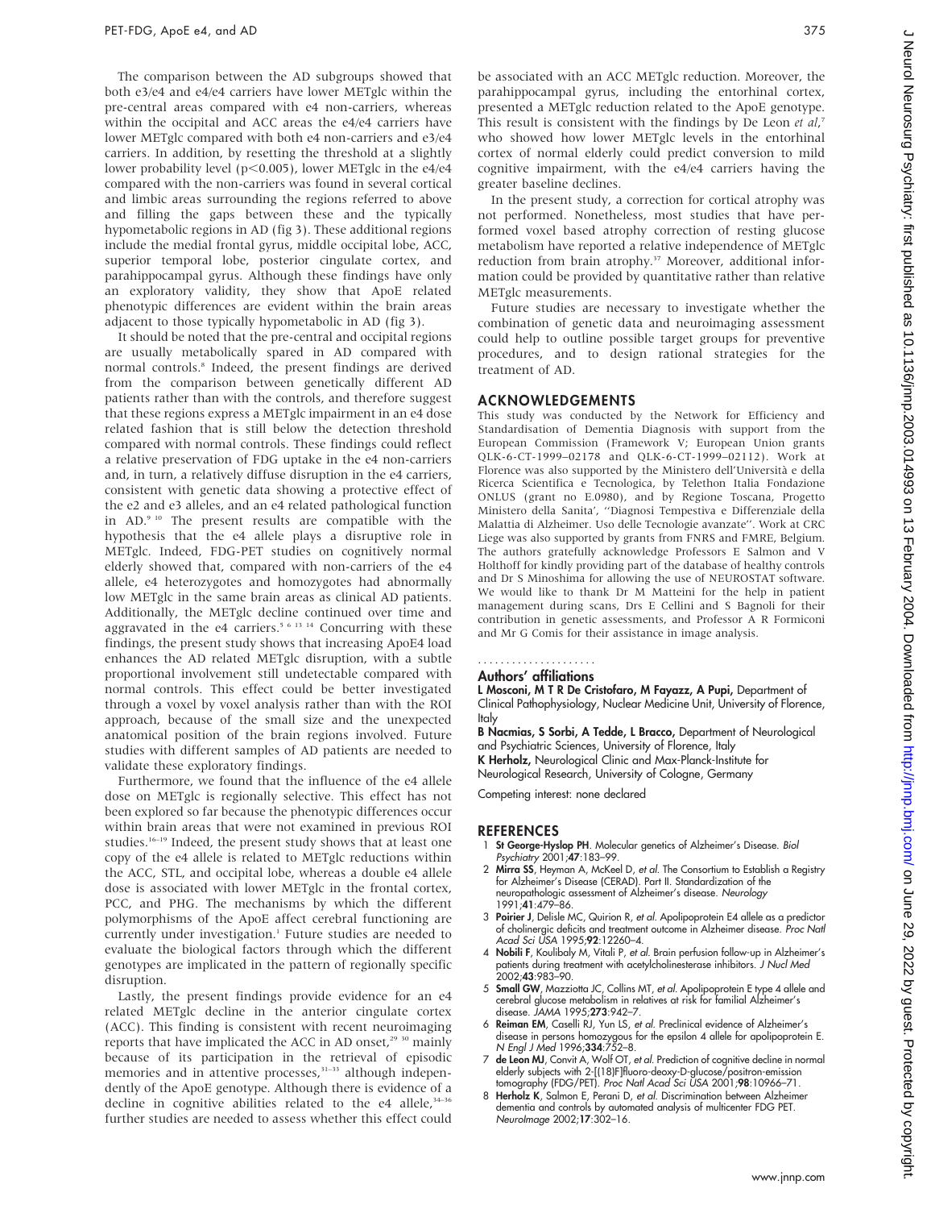The comparison between the AD subgroups showed that both e3/e4 and e4/e4 carriers have lower METglc within the pre-central areas compared with e4 non-carriers, whereas within the occipital and ACC areas the e4/e4 carriers have lower METglc compared with both e4 non-carriers and e3/e4 carriers. In addition, by resetting the threshold at a slightly lower probability level ($p<0.005$), lower METglc in the e4/e4 compared with the non-carriers was found in several cortical and limbic areas surrounding the regions referred to above and filling the gaps between these and the typically hypometabolic regions in AD (fig 3). These additional regions include the medial frontal gyrus, middle occipital lobe, ACC, superior temporal lobe, posterior cingulate cortex, and parahippocampal gyrus. Although these findings have only an exploratory validity, they show that ApoE related phenotypic differences are evident within the brain areas adjacent to those typically hypometabolic in AD (fig 3).

It should be noted that the pre-central and occipital regions are usually metabolically spared in AD compared with normal controls.[8] Indeed, the present findings are derived from the comparison between genetically different AD patients rather than with the controls, and therefore suggest that these regions express a METglc impairment in an e4 dose related fashion that is still below the detection threshold compared with normal controls. These findings could reflect a relative preservation of FDG uptake in the e4 non-carriers and, in turn, a relatively diffuse disruption in the e4 carriers, consistent with genetic data showing a protective effect of the e2 and e3 alleles, and an e4 related pathological function in AD.[9 10] The present results are compatible with the hypothesis that the e4 allele plays a disruptive role in METglc. Indeed, FDG-PET studies on cognitively normal elderly showed that, compared with non-carriers of the e4 allele, e4 heterozygotes and homozygotes had abnormally low METglc in the same brain areas as clinical AD patients. Additionally, the METglc decline continued over time and aggravated in the e4 carriers.[5 6 13 14] Concurring with these findings, the present study shows that increasing ApoE4 load enhances the AD related METglc disruption, with a subtle proportional involvement still undetectable compared with normal controls. This effect could be better investigated through a voxel by voxel analysis rather than with the ROI approach, because of the small size and the unexpected anatomical position of the brain regions involved. Future studies with different samples of AD patients are needed to validate these exploratory findings.

Furthermore, we found that the influence of the e4 allele dose on METglc is regionally selective. This effect has not been explored so far because the phenotypic differences occur within brain areas that were not examined in previous ROI studies.[16–19] Indeed, the present study shows that at least one copy of the e4 allele is related to METglc reductions within the ACC, STL, and occipital lobe, whereas a double e4 allele dose is associated with lower METglc in the frontal cortex, PCC, and PHG. The mechanisms by which the different polymorphisms of the ApoE affect cerebral functioning are currently under investigation.[1] Future studies are needed to evaluate the biological factors through which the different genotypes are implicated in the pattern of regionally specific disruption.

Lastly, the present findings provide evidence for an e4 related METglc decline in the anterior cingulate cortex (ACC). This finding is consistent with recent neuroimaging reports that have implicated the ACC in AD onset,[29 30] mainly because of its participation in the retrieval of episodic memories and in attentive processes,[31–33] although independently of the ApoE genotype. Although there is evidence of a decline in cognitive abilities related to the e4 allele,[34–36] further studies are needed to assess whether this effect could be associated with an ACC METglc reduction. Moreover, the parahippocampal gyrus, including the entorhinal cortex, presented a METglc reduction related to the ApoE genotype. This result is consistent with the findings by De Leon *et al*,[7] who showed how lower METglc levels in the entorhinal cortex of normal elderly could predict conversion to mild cognitive impairment, with the e4/e4 carriers having the greater baseline declines.

In the present study, a correction for cortical atrophy was not performed. Nonetheless, most studies that have performed voxel based atrophy correction of resting glucose metabolism have reported a relative independence of METglc reduction from brain atrophy.[37] Moreover, additional information could be provided by quantitative rather than relative METglc measurements.

Future studies are necessary to investigate whether the combination of genetic data and neuroimaging assessment could help to outline possible target groups for preventive procedures, and to design rational strategies for the treatment of AD.

## ACKNOWLEDGEMENTS

This study was conducted by the Network for Efficiency and Standardisation of Dementia Diagnosis with support from the European Commission (Framework V; European Union grants QLK-6-CT-1999–02178 and QLK-6-CT-1999–02112). Work at Florence was also supported by the Ministero dell'Università e della Ricerca Scientifica e Tecnologica, by Telethon Italia Fondazione ONLUS (grant no E.0980), and by Regione Toscana, Progetto Ministero della Sanita', ''Diagnosi Tempestiva e Differenziale della Malattia di Alzheimer. Uso delle Tecnologie avanzate''. Work at CRC Liege was also supported by grants from FNRS and FMRE, Belgium. The authors gratefully acknowledge Professors E Salmon and V Holthoff for kindly providing part of the database of healthy controls and Dr S Minoshima for allowing the use of NEUROSTAT software. We would like to thank Dr M Matteini for the help in patient management during scans, Drs E Cellini and S Bagnoli for their contribution in genetic assessments, and Professor A R Formiconi and Mr G Comis for their assistance in image analysis.

### Authors' affiliations

**L Mosconi, M T R De Cristofaro, M Fayazz, A Pupi,** Department of Clinical Pathophysiology, Nuclear Medicine Unit, University of Florence, Italy
**B Nacmias, S Sorbi, A Tedde, L Bracco,** Department of Neurological and Psychiatric Sciences, University of Florence, Italy
**K Herholz,** Neurological Clinic and Max-Planck-Institute for Neurological Research, University of Cologne, Germany

Competing interest: none declared

## REFERENCES

1. **St George-Hyslop PH**. Molecular genetics of Alzheimer's Disease. *Biol Psychiatry* 2001;**47**:183–99.
2. **Mirra SS**, Heyman A, McKeel D, *et al*. The Consortium to Establish a Registry for Alzheimer's Disease (CERAD). Part II. Standardization of the neuropathologic assessment of Alzheimer's disease. *Neurology* 1991;**41**:479–86.
3. **Poirier J**, Delisle MC, Quirion R, *et al*. Apolipoprotein E4 allele as a predictor of cholinergic deficits and treatment outcome in Alzheimer disease. *Proc Natl Acad Sci USA* 1995;**92**:12260–4.
4. **Nobili F**, Koulibaly M, Vitali P, *et al*. Brain perfusion follow-up in Alzheimer's patients during treatment with acetylcholinesterase inhibitors. *J Nucl Med* 2002;**43**:983–90.
5. **Small GW**, Mazziotta JC, Collins MT, *et al*. Apolipoprotein E type 4 allele and cerebral glucose metabolism in relatives at risk for familial Alzheimer's disease. *JAMA* 1995;**273**:942–7.
6. **Reiman EM**, Caselli RJ, Yun LS, *et al*. Preclinical evidence of Alzheimer's disease in persons homozygous for the epsilon 4 allele for apolipoprotein E. *N Engl J Med* 1996;**334**:752–8.
7. **de Leon MJ**, Convit A, Wolf OT, *et al*. Prediction of cognitive decline in normal elderly subjects with 2-[(18)F]fluoro-deoxy-D-glucose/positron-emission tomography (FDG/PET). *Proc Natl Acad Sci USA* 2001;**98**:10966–71.
8. **Herholz K**, Salmon E, Perani D, *et al*. Discrimination between Alzheimer dementia and controls by automated analysis of multicenter FDG PET. *NeuroImage* 2002;**17**:302–16.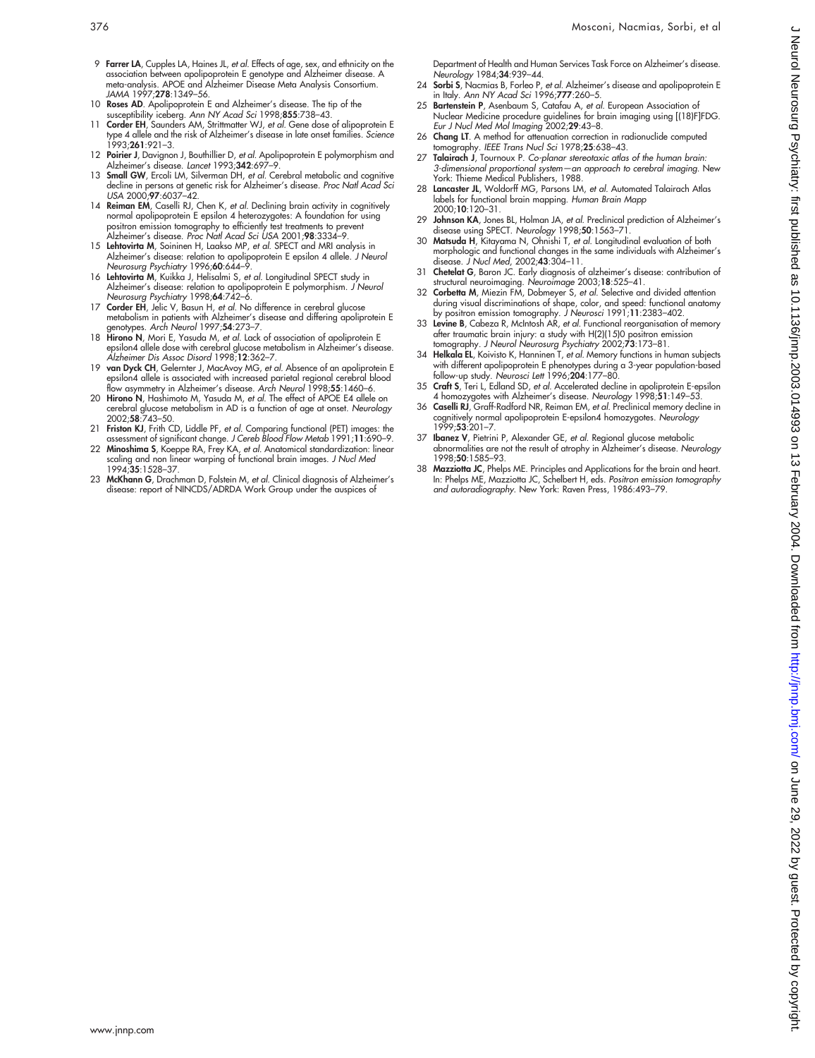9 **Farrer LA**, Cupples LA, Haines JL, *et al*. Effects of age, sex, and ethnicity on the association between apolipoprotein E genotype and Alzheimer disease. A meta-analysis. APOE and Alzheimer Disease Meta Analysis Consortium. *JAMA* 1997;**278**:1349–56.

10 **Roses AD**. Apolipoprotein E and Alzheimer's disease. The tip of the susceptibility iceberg. *Ann NY Acad Sci* 1998;**855**:738–43.

11 **Corder EH**, Saunders AM, Strittmatter WJ, *et al*. Gene dose of alipoprotein E type 4 allele and the risk of Alzheimer's disease in late onset families. *Science* 1993;**261**:921–3.

12 **Poirier J**, Davignon J, Bouthillier D, *et al*. Apolipoprotein E polymorphism and Alzheimer's disease. *Lancet* 1993;**342**:697–9.

13 **Small GW**, Ercoli LM, Silverman DH, *et al*. Cerebral metabolic and cognitive decline in persons at genetic risk for Alzheimer's disease. *Proc Natl Acad Sci USA* 2000;**97**:6037–42.

14 **Reiman EM**, Caselli RJ, Chen K, *et al*. Declining brain activity in cognitively normal apolipoprotein E epsilon 4 heterozygotes: A foundation for using positron emission tomography to efficiently test treatments to prevent Alzheimer's disease. *Proc Natl Acad Sci USA* 2001;**98**:3334–9.

15 **Lehtovirta M**, Soininen H, Laakso MP, *et al*. SPECT and MRI analysis in Alzheimer's disease: relation to apolipoprotein E epsilon 4 allele. *J Neurol Neurosurg Psychiatry* 1996;**60**:644–9.

16 **Lehtovirta M**, Kuikka J, Helisalmi S, *et al*. Longitudinal SPECT study in Alzheimer's disease: relation to apolipoprotein E polymorphism. *J Neurol Neurosurg Psychiatry* 1998;**64**:742–6.

17 **Corder EH**, Jelic V, Basun H, *et al*. No difference in cerebral glucose metabolism in patients with Alzheimer's disease and differing apolipoprotein E genotypes. *Arch Neurol* 1997;**54**:273–7.

18 **Hirono N**, Mori E, Yasuda M, *et al*. Lack of association of apoliprotein E epsilon4 allele dose with cerebral glucose metabolism in Alzheimer's disease. *Alzheimer Dis Assoc Disord* 1998;**12**:362–7.

19 **van Dyck CH**, Gelernter J, MacAvoy MG, *et al*. Absence of an apolipoprotein E epsilon4 allele is associated with increased parietal regional cerebral blood flow asymmetry in Alzheimer's disease. *Arch Neurol* 1998;**55**:1460–6.

20 **Hirono N**, Hashimoto M, Yasuda M, *et al*. The effect of APOE E4 allele on cerebral glucose metabolism in AD is a function of age at onset. *Neurology* 2002;**58**:743–50.

21 **Friston KJ**, Frith CD, Liddle PF, *et al*. Comparing functional (PET) images: the assessment of significant change. *J Cereb Blood Flow Metab* 1991;**11**:690–9.

22 **Minoshima S**, Koeppe RA, Frey KA, *et al*. Anatomical standardization: linear scaling and non linear warping of functional brain images. *J Nucl Med* 1994;**35**:1528–37.

23 **McKhann G**, Drachman D, Folstein M, *et al*. Clinical diagnosis of Alzheimer's disease: report of NINCDS/ADRDA Work Group under the auspices of Department of Health and Human Services Task Force on Alzheimer's disease. *Neurology* 1984;**34**:939–44.

24 **Sorbi S**, Nacmias B, Forleo P, *et al*. Alzheimer's disease and apolipoprotein E in Italy. *Ann NY Acad Sci* 1996;**777**:260–5.

25 **Bartenstein P**, Asenbaum S, Catafau A, *et al*. European Association of Nuclear Medicine procedure guidelines for brain imaging using [(18)F]FDG. *Eur J Nucl Med Mol Imaging* 2002;**29**:43–8.

26 **Chang LT**. A method for attenuation correction in radionuclide computed tomography. *IEEE Trans Nucl Sci* 1978;**25**:638–43.

27 **Talairach J**, Tournoux P. *Co-planar stereotaxic atlas of the human brain: 3-dimensional proportional system—an approach to cerebral imaging.* New York: Thieme Medical Publishers, 1988.

28 **Lancaster JL**, Woldorff MG, Parsons LM, *et al*. Automated Talairach Atlas labels for functional brain mapping. *Human Brain Mapp* 2000;**10**:120–31.

29 **Johnson KA**, Jones BL, Holman JA, *et al*. Preclinical prediction of Alzheimer's disease using SPECT. *Neurology* 1998;**50**:1563–71.

30 **Matsuda H**, Kitayama N, Ohnishi T, *et al*. Longitudinal evaluation of both morphologic and functional changes in the same individuals with Alzheimer's disease. *J Nucl Med*, 2002;**43**:304–11.

31 **Chetelat G**, Baron JC. Early diagnosis of alzheimer's disease: contribution of structural neuroimaging. *Neuroimage* 2003;**18**:525–41.

32 **Corbetta M**, Miezin FM, Dobmeyer S, *et al*. Selective and divided attention during visual discriminations of shape, color, and speed: functional anatomy by positron emission tomography. *J Neurosci* 1991;**11**:2383–402.

33 **Levine B**, Cabeza R, McIntosh AR, *et al*. Functional reorganisation of memory after traumatic brain injury: a study with H(2)(15)0 positron emission tomography. *J Neurol Neurosurg Psychiatry* 2002;**73**:173–81.

34 **Helkala EL**, Koivisto K, Hanninen T, *et al*. Memory functions in human subjects with different apolipoprotein E phenotypes during a 3-year population-based follow-up study. *Neurosci Lett* 1996;**204**:177–80.

35 **Craft S**, Teri L, Edland SD, *et al*. Accelerated decline in apolipoprotein E-epsilon 4 homozygotes with Alzheimer's disease. *Neurology* 1998;**51**:149–53.

36 **Caselli RJ**, Graff-Radford NR, Reiman EM, *et al*. Preclinical memory decline in cognitively normal apolipoprotein E-epsilon4 homozygotes. *Neurology* 1999;**53**:201–7.

37 **Ibanez V**, Pietrini P, Alexander GE, *et al*. Regional glucose metabolic abnormalities are not the result of atrophy in Alzheimer's disease. *Neurology* 1998;**50**:1585–93.

38 **Mazziotta JC**, Phelps ME. Principles and Applications for the brain and heart. In: Phelps ME, Mazziotta JC, Schelbert H, eds. *Positron emission tomography and autoradiography*. New York: Raven Press, 1986:493–79.